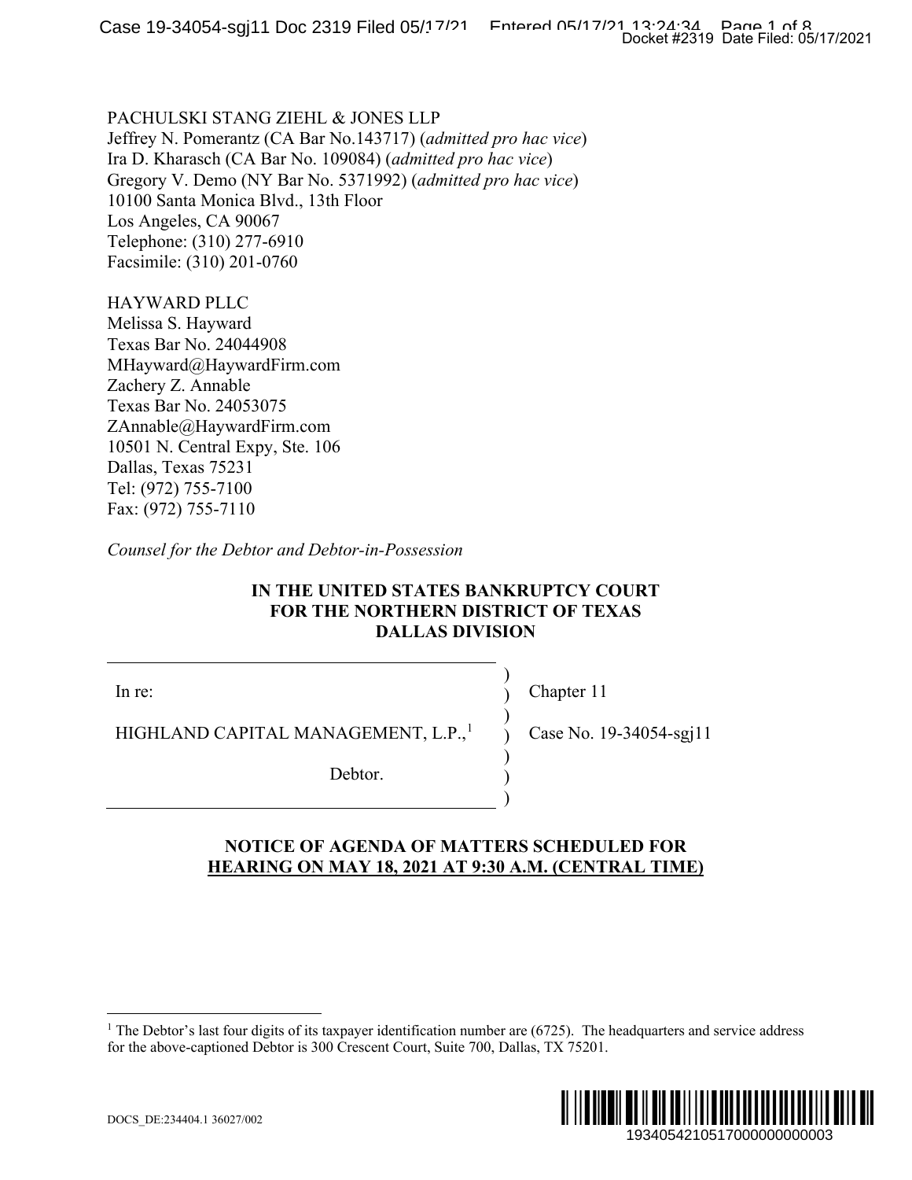PACHULSKI STANG ZIEHL & JONES LLP
Jeffrey N. Pomerantz (CA Bar No.143717) (*admitted pro hac vice*)
Ira D. Kharasch (CA Bar No. 109084) (*admitted pro hac vice*)
Gregory V. Demo (NY Bar No. 5371992) (*admitted pro hac vice*)
10100 Santa Monica Blvd., 13th Floor
Los Angeles, CA 90067
Telephone: (310) 277-6910
Facsimile: (310) 201-0760

HAYWARD PLLC
Melissa S. Hayward
Texas Bar No. 24044908
MHayward@HaywardFirm.com
Zachery Z. Annable
Texas Bar No. 24053075
ZAnnable@HaywardFirm.com
10501 N. Central Expy, Ste. 106
Dallas, Texas 75231
Tel: (972) 755-7100
Fax: (972) 755-7110

*Counsel for the Debtor and Debtor-in-Possession*

**IN THE UNITED STATES BANKRUPTCY COURT**
**FOR THE NORTHERN DISTRICT OF TEXAS**
**DALLAS DIVISION**

| | |
|---|---|
| In re: | Chapter 11 |
| HIGHLAND CAPITAL MANAGEMENT, L.P.,[1] | Case No. 19-34054-sgj11 |
| Debtor. | |

**NOTICE OF AGENDA OF MATTERS SCHEDULED FOR**
**<u>HEARING ON MAY 18, 2021 AT 9:30 A.M. (CENTRAL TIME)</u>**

[1] The Debtor's last four digits of its taxpayer identification number are (6725). The headquarters and service address for the above-captioned Debtor is 300 Crescent Court, Suite 700, Dallas, TX 75201.

DOCS_DE:234404.1 36027/002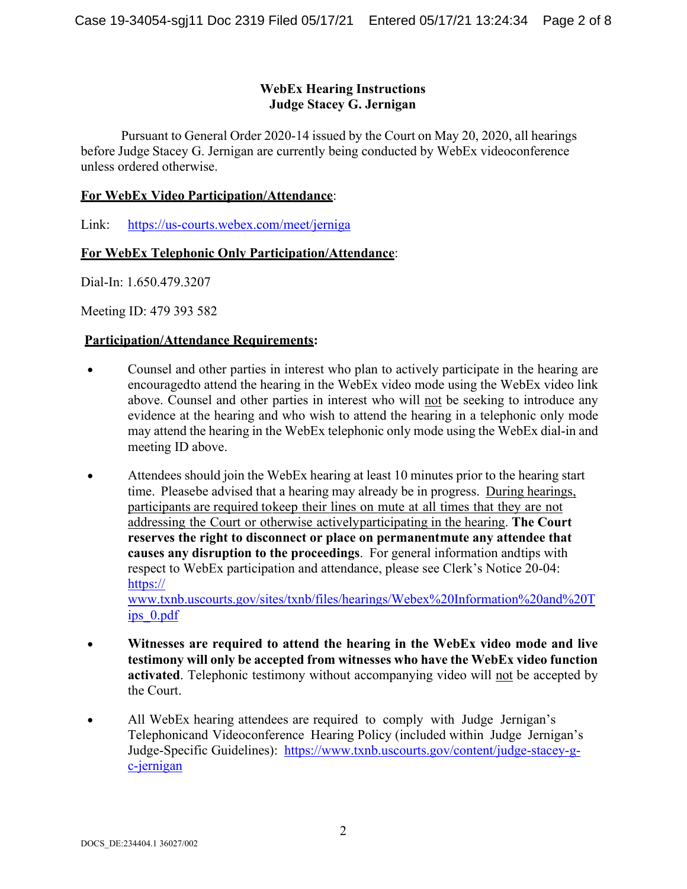## WebEx Hearing Instructions
## Judge Stacey G. Jernigan

Pursuant to General Order 2020-14 issued by the Court on May 20, 2020, all hearings before Judge Stacey G. Jernigan are currently being conducted by WebEx videoconference unless ordered otherwise.

**For WebEx Video Participation/Attendance**:

Link: https://us-courts.webex.com/meet/jerniga

**For WebEx Telephonic Only Participation/Attendance**:

Dial-In: 1.650.479.3207

Meeting ID: 479 393 582

**Participation/Attendance Requirements:**

- Counsel and other parties in interest who plan to actively participate in the hearing are encouragedto attend the hearing in the WebEx video mode using the WebEx video link above. Counsel and other parties in interest who will not be seeking to introduce any evidence at the hearing and who wish to attend the hearing in a telephonic only mode may attend the hearing in the WebEx telephonic only mode using the WebEx dial-in and meeting ID above.

- Attendees should join the WebEx hearing at least 10 minutes prior to the hearing start time. Pleasebe advised that a hearing may already be in progress. During hearings, participants are required tokeep their lines on mute at all times that they are not addressing the Court or otherwise activelyparticipating in the hearing. **The Court reserves the right to disconnect or place on permanentmute any attendee that causes any disruption to the proceedings**. For general information andtips with respect to WebEx participation and attendance, please see Clerk's Notice 20-04: https://www.txnb.uscourts.gov/sites/txnb/files/hearings/Webex%20Information%20and%20Tips_0.pdf

- **Witnesses are required to attend the hearing in the WebEx video mode and live testimony will only be accepted from witnesses who have the WebEx video function activated**. Telephonic testimony without accompanying video will not be accepted by the Court.

- All WebEx hearing attendees are required to comply with Judge Jernigan's Telephonicand Videoconference Hearing Policy (included within Judge Jernigan's Judge-Specific Guidelines): https://www.txnb.uscourts.gov/content/judge-stacey-g-c-jernigan

DOCS_DE:234404.1 36027/002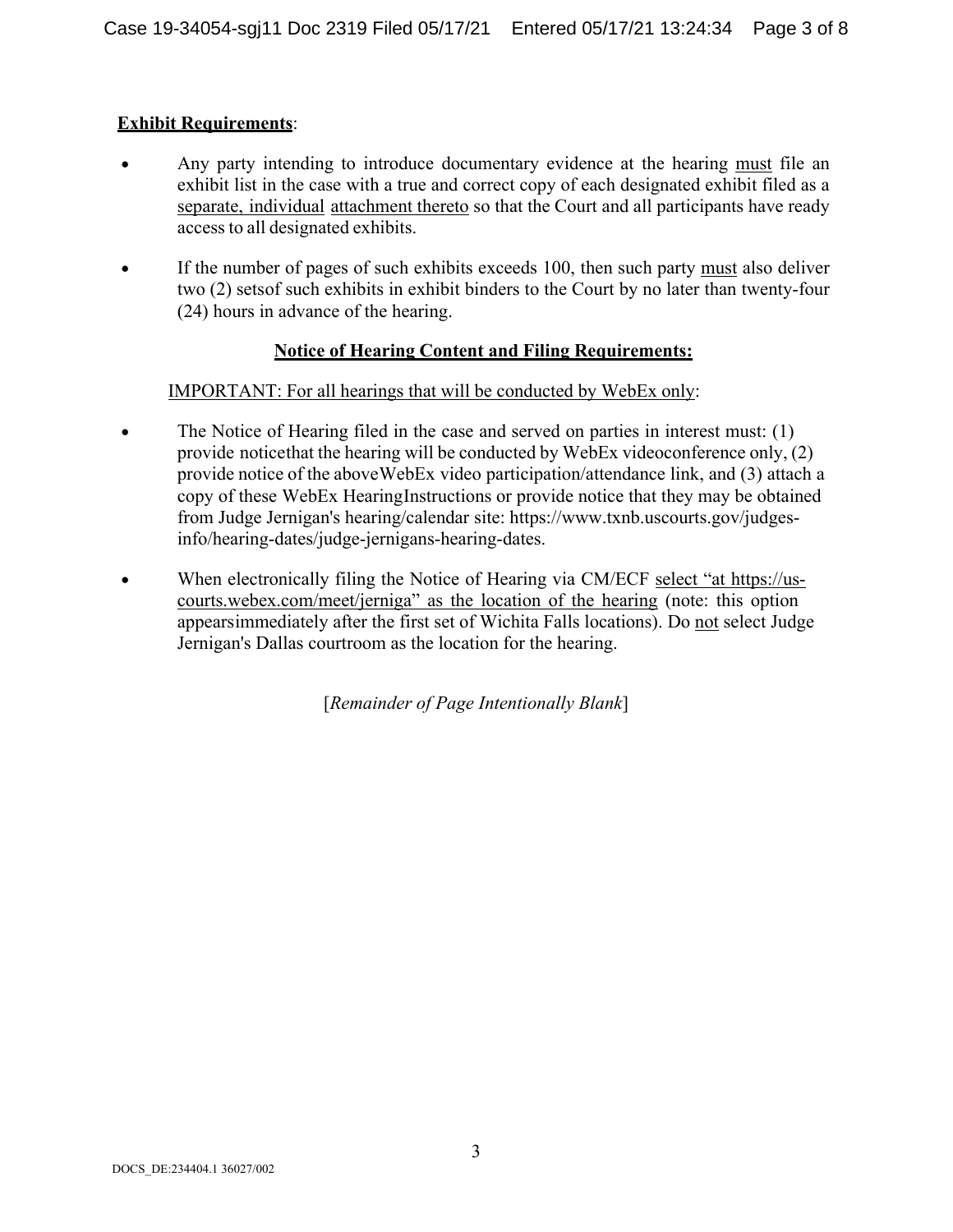**Exhibit Requirements**:

- Any party intending to introduce documentary evidence at the hearing must file an exhibit list in the case with a true and correct copy of each designated exhibit filed as a separate, individual attachment thereto so that the Court and all participants have ready access to all designated exhibits.
- If the number of pages of such exhibits exceeds 100, then such party must also deliver two (2) setsof such exhibits in exhibit binders to the Court by no later than twenty-four (24) hours in advance of the hearing.

**Notice of Hearing Content and Filing Requirements:**

IMPORTANT: For all hearings that will be conducted by WebEx only:

- The Notice of Hearing filed in the case and served on parties in interest must: (1) provide noticethat the hearing will be conducted by WebEx videoconference only, (2) provide notice of the aboveWebEx video participation/attendance link, and (3) attach a copy of these WebEx HearingInstructions or provide notice that they may be obtained from Judge Jernigan's hearing/calendar site: https://www.txnb.uscourts.gov/judges-info/hearing-dates/judge-jernigans-hearing-dates.
- When electronically filing the Notice of Hearing via CM/ECF select "at https://us-courts.webex.com/meet/jerniga" as the location of the hearing (note: this option appearsimmediately after the first set of Wichita Falls locations). Do not select Judge Jernigan's Dallas courtroom as the location for the hearing.

[*Remainder of Page Intentionally Blank*]

DOCS_DE:234404.1 36027/002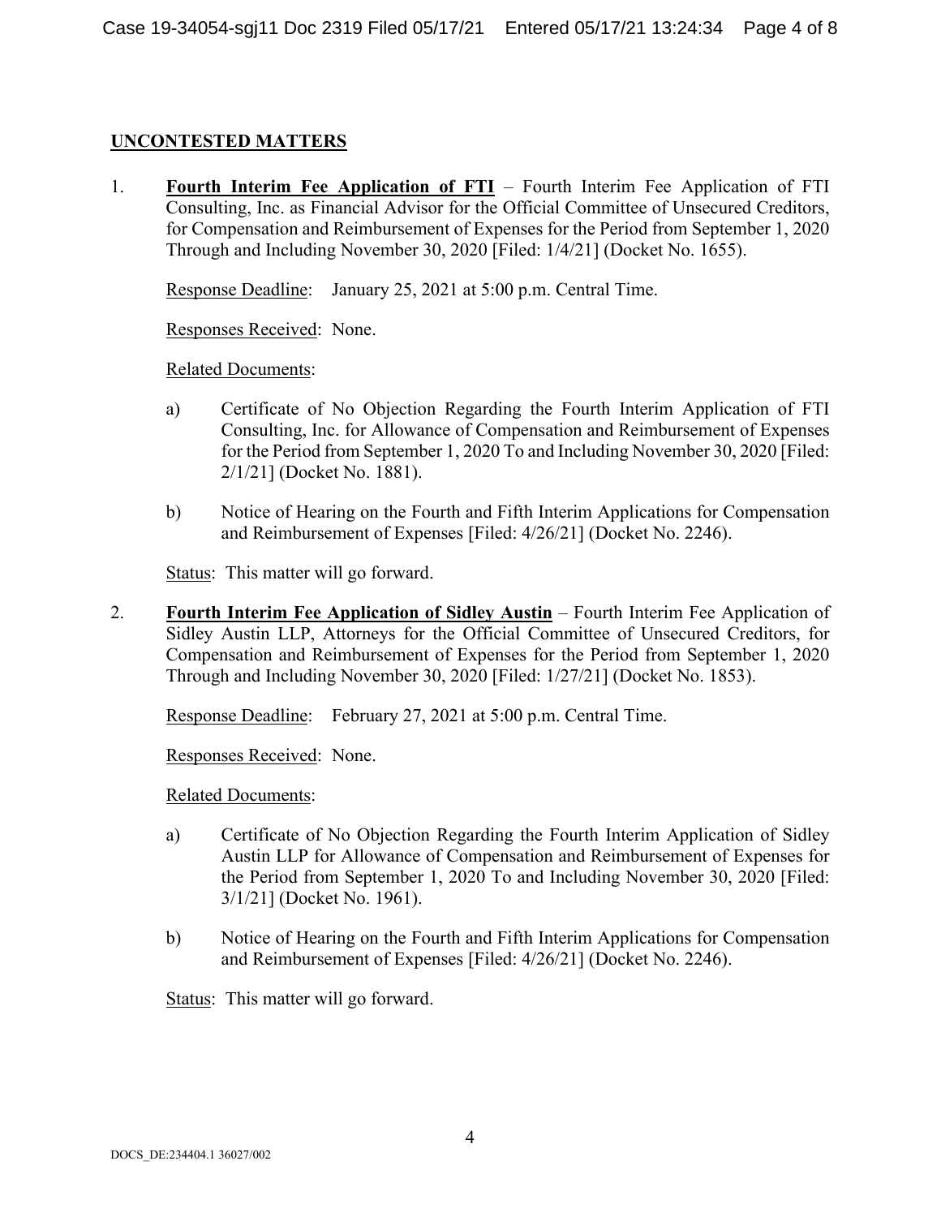## UNCONTESTED MATTERS

1. **Fourth Interim Fee Application of FTI** – Fourth Interim Fee Application of FTI Consulting, Inc. as Financial Advisor for the Official Committee of Unsecured Creditors, for Compensation and Reimbursement of Expenses for the Period from September 1, 2020 Through and Including November 30, 2020 [Filed: 1/4/21] (Docket No. 1655).

   Response Deadline: January 25, 2021 at 5:00 p.m. Central Time.

   Responses Received: None.

   Related Documents:

   a) Certificate of No Objection Regarding the Fourth Interim Application of FTI Consulting, Inc. for Allowance of Compensation and Reimbursement of Expenses for the Period from September 1, 2020 To and Including November 30, 2020 [Filed: 2/1/21] (Docket No. 1881).

   b) Notice of Hearing on the Fourth and Fifth Interim Applications for Compensation and Reimbursement of Expenses [Filed: 4/26/21] (Docket No. 2246).

   Status: This matter will go forward.

2. **Fourth Interim Fee Application of Sidley Austin** – Fourth Interim Fee Application of Sidley Austin LLP, Attorneys for the Official Committee of Unsecured Creditors, for Compensation and Reimbursement of Expenses for the Period from September 1, 2020 Through and Including November 30, 2020 [Filed: 1/27/21] (Docket No. 1853).

   Response Deadline: February 27, 2021 at 5:00 p.m. Central Time.

   Responses Received: None.

   Related Documents:

   a) Certificate of No Objection Regarding the Fourth Interim Application of Sidley Austin LLP for Allowance of Compensation and Reimbursement of Expenses for the Period from September 1, 2020 To and Including November 30, 2020 [Filed: 3/1/21] (Docket No. 1961).

   b) Notice of Hearing on the Fourth and Fifth Interim Applications for Compensation and Reimbursement of Expenses [Filed: 4/26/21] (Docket No. 2246).

   Status: This matter will go forward.

DOCS_DE:234404.1 36027/002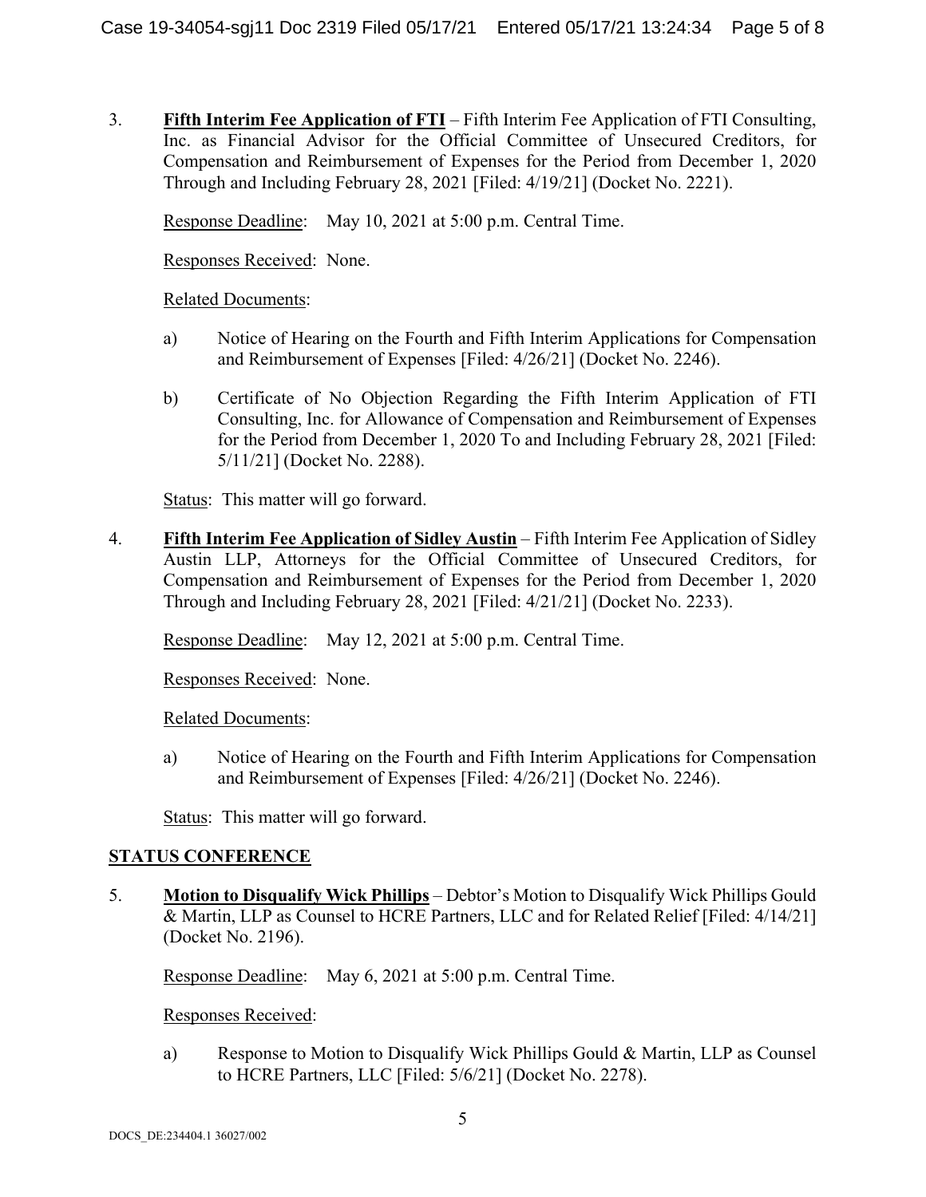3. **Fifth Interim Fee Application of FTI** – Fifth Interim Fee Application of FTI Consulting, Inc. as Financial Advisor for the Official Committee of Unsecured Creditors, for Compensation and Reimbursement of Expenses for the Period from December 1, 2020 Through and Including February 28, 2021 [Filed: 4/19/21] (Docket No. 2221).

   Response Deadline: May 10, 2021 at 5:00 p.m. Central Time.

   Responses Received: None.

   Related Documents:

   a) Notice of Hearing on the Fourth and Fifth Interim Applications for Compensation and Reimbursement of Expenses [Filed: 4/26/21] (Docket No. 2246).

   b) Certificate of No Objection Regarding the Fifth Interim Application of FTI Consulting, Inc. for Allowance of Compensation and Reimbursement of Expenses for the Period from December 1, 2020 To and Including February 28, 2021 [Filed: 5/11/21] (Docket No. 2288).

   Status: This matter will go forward.

4. **Fifth Interim Fee Application of Sidley Austin** – Fifth Interim Fee Application of Sidley Austin LLP, Attorneys for the Official Committee of Unsecured Creditors, for Compensation and Reimbursement of Expenses for the Period from December 1, 2020 Through and Including February 28, 2021 [Filed: 4/21/21] (Docket No. 2233).

   Response Deadline: May 12, 2021 at 5:00 p.m. Central Time.

   Responses Received: None.

   Related Documents:

   a) Notice of Hearing on the Fourth and Fifth Interim Applications for Compensation and Reimbursement of Expenses [Filed: 4/26/21] (Docket No. 2246).

   Status: This matter will go forward.

## STATUS CONFERENCE

5. **Motion to Disqualify Wick Phillips** – Debtor's Motion to Disqualify Wick Phillips Gould & Martin, LLP as Counsel to HCRE Partners, LLC and for Related Relief [Filed: 4/14/21] (Docket No. 2196).

   Response Deadline: May 6, 2021 at 5:00 p.m. Central Time.

   Responses Received:

   a) Response to Motion to Disqualify Wick Phillips Gould & Martin, LLP as Counsel to HCRE Partners, LLC [Filed: 5/6/21] (Docket No. 2278).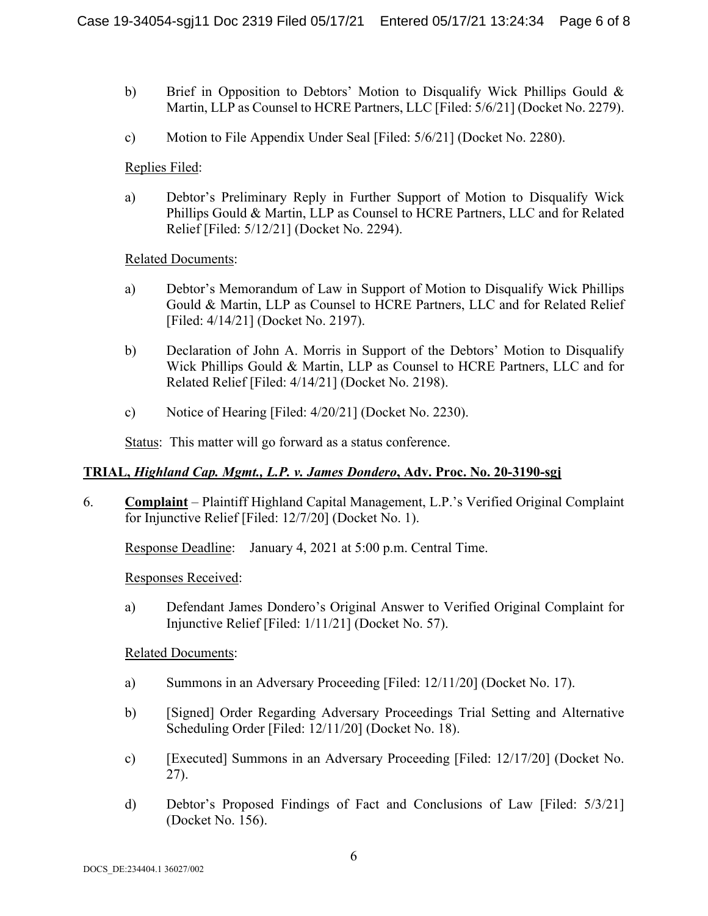b) Brief in Opposition to Debtors' Motion to Disqualify Wick Phillips Gould & Martin, LLP as Counsel to HCRE Partners, LLC [Filed: 5/6/21] (Docket No. 2279).

c) Motion to File Appendix Under Seal [Filed: 5/6/21] (Docket No. 2280).

Replies Filed:

a) Debtor's Preliminary Reply in Further Support of Motion to Disqualify Wick Phillips Gould & Martin, LLP as Counsel to HCRE Partners, LLC and for Related Relief [Filed: 5/12/21] (Docket No. 2294).

Related Documents:

a) Debtor's Memorandum of Law in Support of Motion to Disqualify Wick Phillips Gould & Martin, LLP as Counsel to HCRE Partners, LLC and for Related Relief [Filed: 4/14/21] (Docket No. 2197).

b) Declaration of John A. Morris in Support of the Debtors' Motion to Disqualify Wick Phillips Gould & Martin, LLP as Counsel to HCRE Partners, LLC and for Related Relief [Filed: 4/14/21] (Docket No. 2198).

c) Notice of Hearing [Filed: 4/20/21] (Docket No. 2230).

Status: This matter will go forward as a status conference.

**TRIAL, *Highland Cap. Mgmt., L.P. v. James Dondero*, Adv. Proc. No. 20-3190-sgj**

6. **Complaint** – Plaintiff Highland Capital Management, L.P.'s Verified Original Complaint for Injunctive Relief [Filed: 12/7/20] (Docket No. 1).

Response Deadline: January 4, 2021 at 5:00 p.m. Central Time.

Responses Received:

a) Defendant James Dondero's Original Answer to Verified Original Complaint for Injunctive Relief [Filed: 1/11/21] (Docket No. 57).

Related Documents:

a) Summons in an Adversary Proceeding [Filed: 12/11/20] (Docket No. 17).

b) [Signed] Order Regarding Adversary Proceedings Trial Setting and Alternative Scheduling Order [Filed: 12/11/20] (Docket No. 18).

c) [Executed] Summons in an Adversary Proceeding [Filed: 12/17/20] (Docket No. 27).

d) Debtor's Proposed Findings of Fact and Conclusions of Law [Filed: 5/3/21] (Docket No. 156).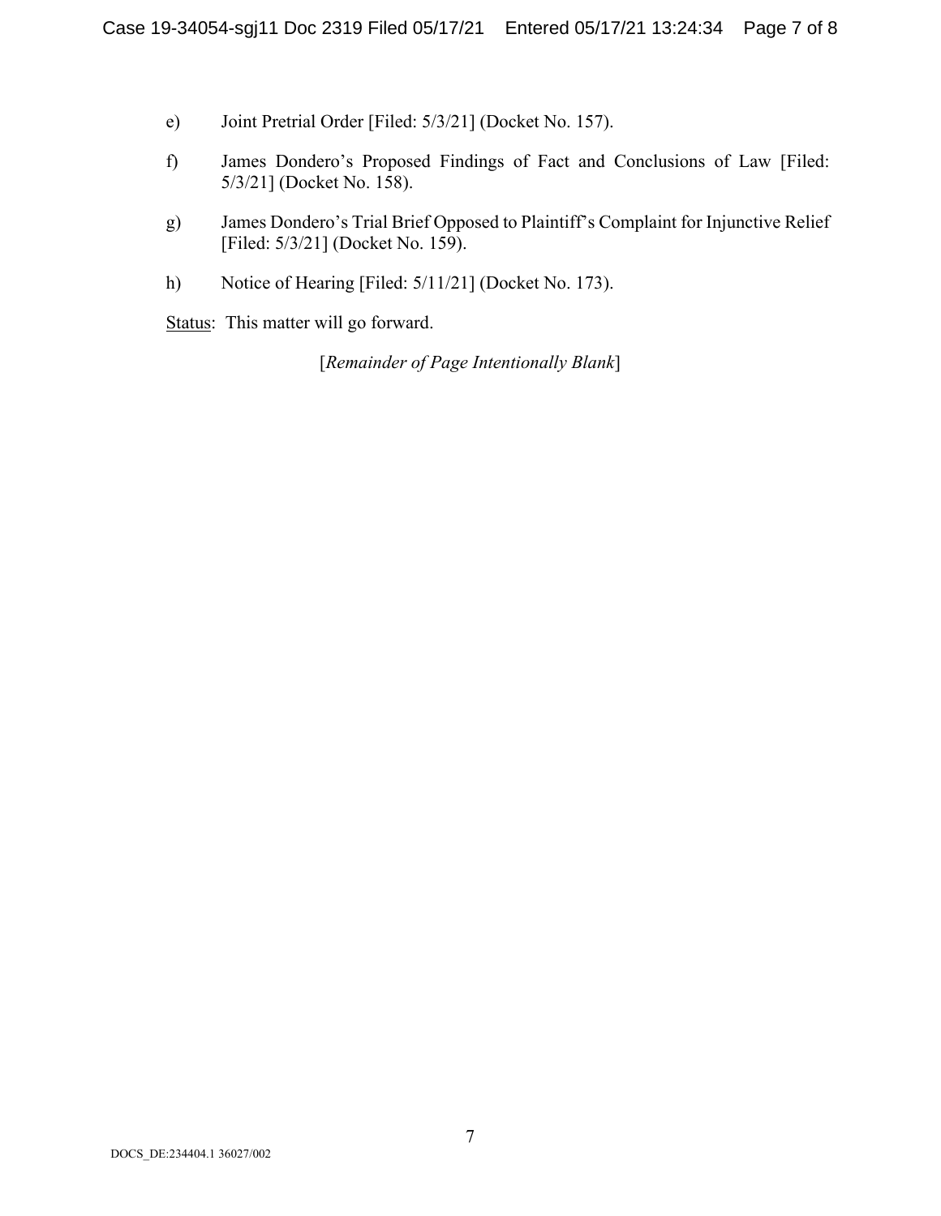e) Joint Pretrial Order [Filed: 5/3/21] (Docket No. 157).

f) James Dondero's Proposed Findings of Fact and Conclusions of Law [Filed: 5/3/21] (Docket No. 158).

g) James Dondero's Trial Brief Opposed to Plaintiff's Complaint for Injunctive Relief [Filed: 5/3/21] (Docket No. 159).

h) Notice of Hearing [Filed: 5/11/21] (Docket No. 173).

Status: This matter will go forward.

[*Remainder of Page Intentionally Blank*]

DOCS_DE:234404.1 36027/002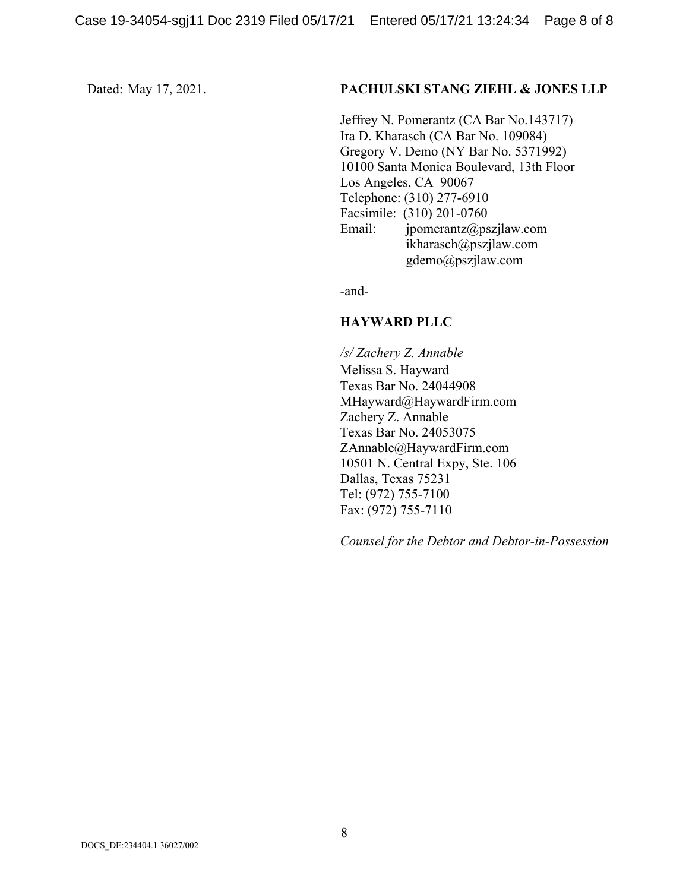Dated: May 17, 2021.

**PACHULSKI STANG ZIEHL & JONES LLP**

Jeffrey N. Pomerantz (CA Bar No.143717)
Ira D. Kharasch (CA Bar No. 109084)
Gregory V. Demo (NY Bar No. 5371992)
10100 Santa Monica Boulevard, 13th Floor
Los Angeles, CA 90067
Telephone: (310) 277-6910
Facsimile: (310) 201-0760
Email: jpomerantz@pszjlaw.com
ikharasch@pszjlaw.com
gdemo@pszjlaw.com

-and-

**HAYWARD PLLC**

*/s/ Zachery Z. Annable*

Melissa S. Hayward
Texas Bar No. 24044908
MHayward@HaywardFirm.com
Zachery Z. Annable
Texas Bar No. 24053075
ZAnnable@HaywardFirm.com
10501 N. Central Expy, Ste. 106
Dallas, Texas 75231
Tel: (972) 755-7100
Fax: (972) 755-7110

*Counsel for the Debtor and Debtor-in-Possession*

DOCS_DE:234404.1 36027/002